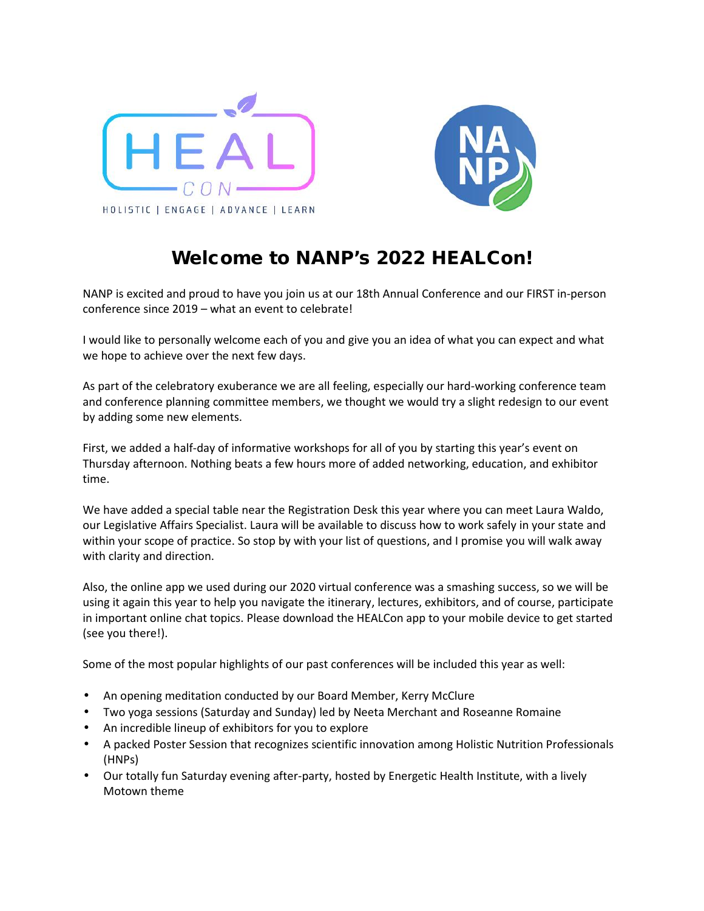# Welcome to NANP's 2022 HEALCon!

NANP is excited and proud to have you join us at our 18th Annual Conference and our FIRST in-person conference since 2019 – what an event to celebrate!

I would like to personally welcome each of you and give you an idea of what you can expect and what we hope to achieve over the next few days.

As part of the celebratory exuberance we are all feeling, especially our hard-working conference team and conference planning committee members, we thought we would try a slight redesign to our event by adding some new elements.

First, we added a half-day of informative workshops for all of you by starting this year's event on Thursday afternoon. Nothing beats a few hours more of added networking, education, and exhibitor time.

We have added a special table near the Registration Desk this year where you can meet Laura Waldo, our Legislative Affairs Specialist. Laura will be available to discuss how to work safely in your state and within your scope of practice. So stop by with your list of questions, and I promise you will walk away with clarity and direction.

Also, the online app we used during our 2020 virtual conference was a smashing success, so we will be using it again this year to help you navigate the itinerary, lectures, exhibitors, and of course, participate in important online chat topics. Please download the HEALCon app to your mobile device to get started (see you there!).

Some of the most popular highlights of our past conferences will be included this year as well:

- An opening meditation conducted by our Board Member, Kerry McClure
- Two yoga sessions (Saturday and Sunday) led by Neeta Merchant and Roseanne Romaine
- An incredible lineup of exhibitors for you to explore
- A packed Poster Session that recognizes scientific innovation among Holistic Nutrition Professionals (HNPs)
- Our totally fun Saturday evening after-party, hosted by Energetic Health Institute, with a lively Motown theme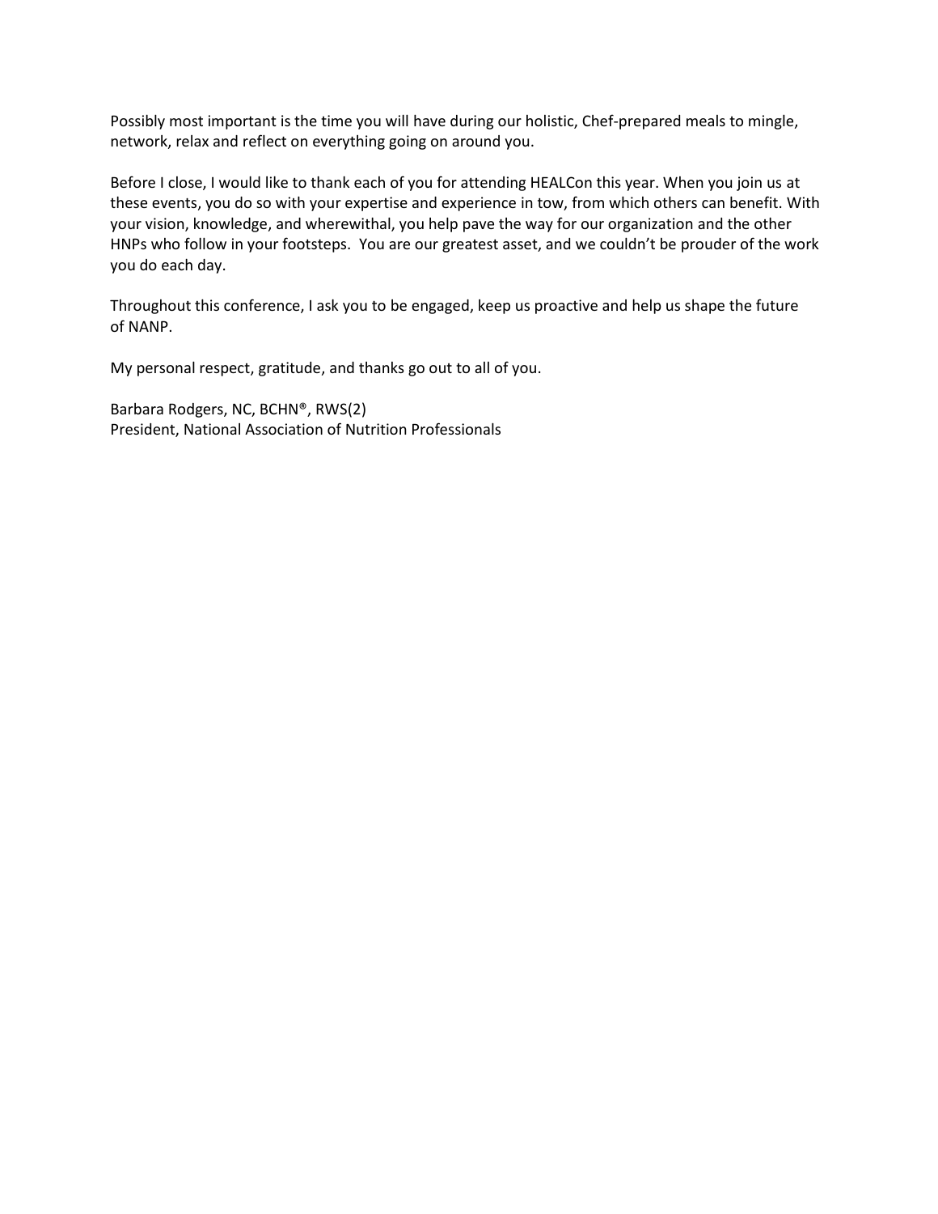Possibly most important is the time you will have during our holistic, Chef-prepared meals to mingle, network, relax and reflect on everything going on around you.

Before I close, I would like to thank each of you for attending HEALCon this year. When you join us at these events, you do so with your expertise and experience in tow, from which others can benefit. With your vision, knowledge, and wherewithal, you help pave the way for our organization and the other HNPs who follow in your footsteps. You are our greatest asset, and we couldn't be prouder of the work you do each day.

Throughout this conference, I ask you to be engaged, keep us proactive and help us shape the future of NANP.

My personal respect, gratitude, and thanks go out to all of you.

Barbara Rodgers, NC, BCHN®, RWS(2)
President, National Association of Nutrition Professionals